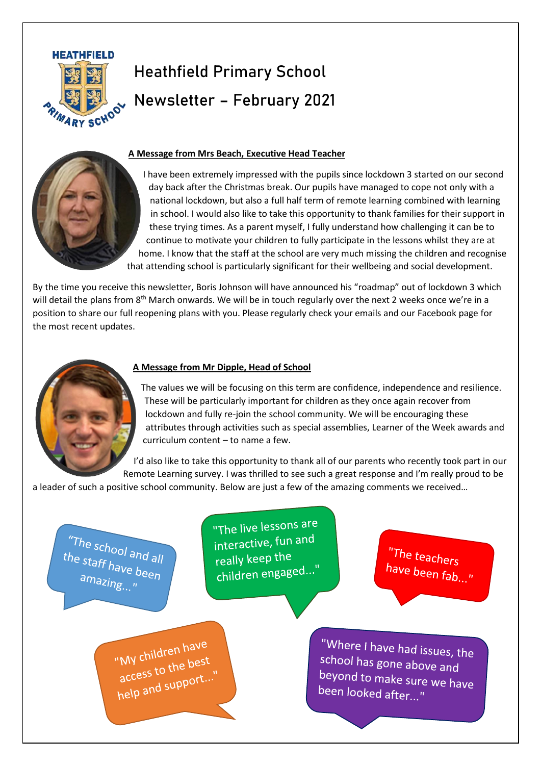# Heathfield Primary School

# Newsletter – February 2021

## A Message from Mrs Beach, Executive Head Teacher

I have been extremely impressed with the pupils since lockdown 3 started on our second day back after the Christmas break. Our pupils have managed to cope not only with a national lockdown, but also a full half term of remote learning combined with learning in school. I would also like to take this opportunity to thank families for their support in these trying times. As a parent myself, I fully understand how challenging it can be to continue to motivate your children to fully participate in the lessons whilst they are at home. I know that the staff at the school are very much missing the children and recognise that attending school is particularly significant for their wellbeing and social development.

By the time you receive this newsletter, Boris Johnson will have announced his "roadmap" out of lockdown 3 which will detail the plans from 8th March onwards. We will be in touch regularly over the next 2 weeks once we're in a position to share our full reopening plans with you. Please regularly check your emails and our Facebook page for the most recent updates.

## A Message from Mr Dipple, Head of School

The values we will be focusing on this term are confidence, independence and resilience. These will be particularly important for children as they once again recover from lockdown and fully re-join the school community. We will be encouraging these attributes through activities such as special assemblies, Learner of the Week awards and curriculum content – to name a few.

I'd also like to take this opportunity to thank all of our parents who recently took part in our Remote Learning survey. I was thrilled to see such a great response and I'm really proud to be a leader of such a positive school community. Below are just a few of the amazing comments we received…

"The school and all the staff have been amazing..."

"The live lessons are interactive, fun and really keep the children engaged..."

"The teachers have been fab..."

"My children have access to the best help and support..."

"Where I have had issues, the school has gone above and beyond to make sure we have been looked after..."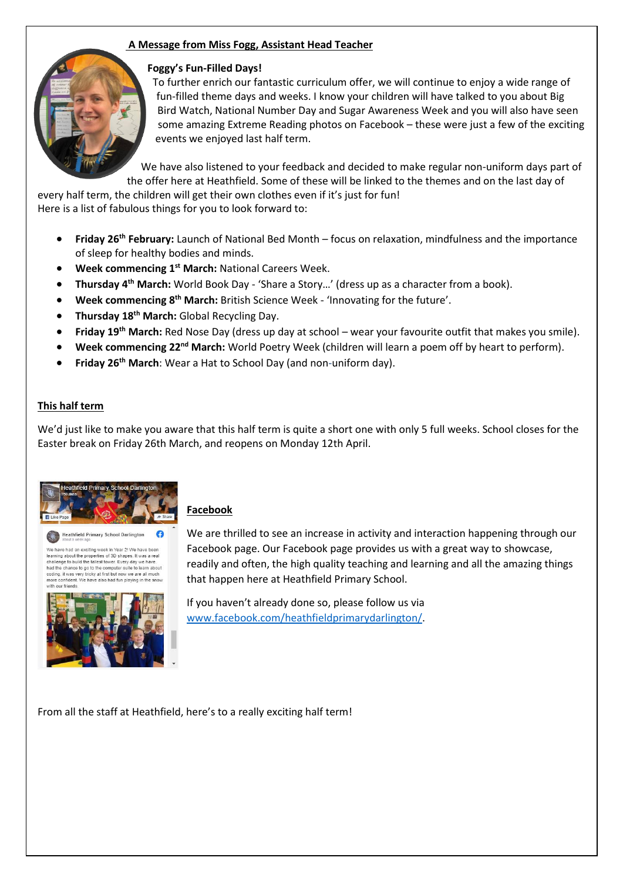## A Message from Miss Fogg, Assistant Head Teacher

### Foggy's Fun-Filled Days!

To further enrich our fantastic curriculum offer, we will continue to enjoy a wide range of fun-filled theme days and weeks. I know your children will have talked to you about Big Bird Watch, National Number Day and Sugar Awareness Week and you will also have seen some amazing Extreme Reading photos on Facebook – these were just a few of the exciting events we enjoyed last half term.

We have also listened to your feedback and decided to make regular non-uniform days part of the offer here at Heathfield. Some of these will be linked to the themes and on the last day of every half term, the children will get their own clothes even if it's just for fun!

Here is a list of fabulous things for you to look forward to:

- **Friday 26th February:** Launch of National Bed Month – focus on relaxation, mindfulness and the importance of sleep for healthy bodies and minds.
- **Week commencing 1st March:** National Careers Week.
- **Thursday 4th March:** World Book Day - 'Share a Story…' (dress up as a character from a book).
- **Week commencing 8th March:** British Science Week - 'Innovating for the future'.
- **Thursday 18th March:** Global Recycling Day.
- **Friday 19th March:** Red Nose Day (dress up day at school – wear your favourite outfit that makes you smile).
- **Week commencing 22nd March:** World Poetry Week (children will learn a poem off by heart to perform).
- **Friday 26th March**: Wear a Hat to School Day (and non-uniform day).

## This half term

We'd just like to make you aware that this half term is quite a short one with only 5 full weeks. School closes for the Easter break on Friday 26th March, and reopens on Monday 12th April.

## Facebook

We are thrilled to see an increase in activity and interaction happening through our Facebook page. Our Facebook page provides us with a great way to showcase, readily and often, the high quality teaching and learning and all the amazing things that happen here at Heathfield Primary School.

If you haven't already done so, please follow us via [www.facebook.com/heathfieldprimarydarlington/](http://www.facebook.com/heathfieldprimarydarlington/).

From all the staff at Heathfield, here's to a really exciting half term!